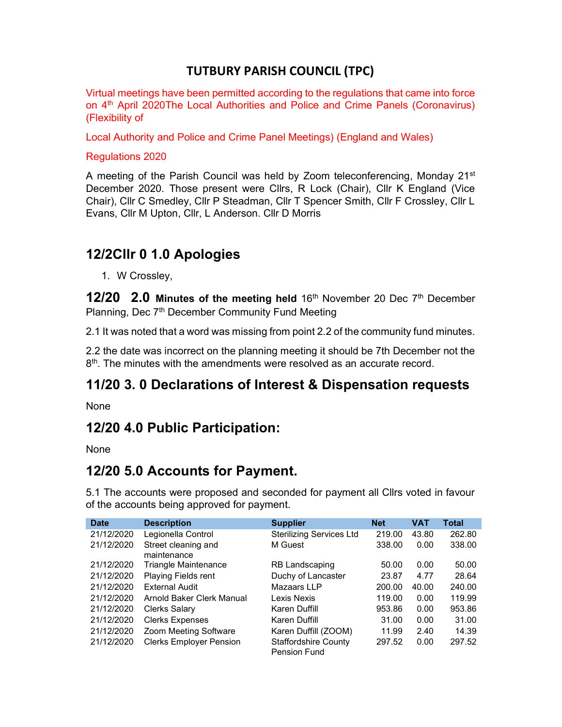# TUTBURY PARISH COUNCIL (TPC)

Virtual meetings have been permitted according to the regulations that came into force on 4th April 2020The Local Authorities and Police and Crime Panels (Coronavirus) (Flexibility of

Local Authority and Police and Crime Panel Meetings) (England and Wales)

Regulations 2020

A meeting of the Parish Council was held by Zoom teleconferencing, Monday 21st December 2020. Those present were Cllrs, R Lock (Chair), Cllr K England (Vice Chair), Cllr C Smedley, Cllr P Steadman, Cllr T Spencer Smith, Cllr F Crossley, Cllr L Evans, Cllr M Upton, Cllr, L Anderson. Cllr D Morris

## 12/2Cllr 0 1.0 Apologies

1. W Crossley,

**12/20 2.0 Minutes of the meeting held** 16th November 20 Dec 7th December Planning, Dec 7th December Community Fund Meeting

2.1 It was noted that a word was missing from point 2.2 of the community fund minutes.

2.2 the date was incorrect on the planning meeting it should be 7th December not the 8th. The minutes with the amendments were resolved as an accurate record.

## 11/20 3. 0 Declarations of Interest & Dispensation requests

None

## 12/20 4.0 Public Participation:

None

## 12/20 5.0 Accounts for Payment.

5.1 The accounts were proposed and seconded for payment all Cllrs voted in favour of the accounts being approved for payment.

| Date | Description | Supplier | Net | VAT | Total |
|---|---|---|---|---|---|
| 21/12/2020 | Legionella Control | Sterilizing Services Ltd | 219.00 | 43.80 | 262.80 |
| 21/12/2020 | Street cleaning and maintenance | M Guest | 338.00 | 0.00 | 338.00 |
| 21/12/2020 | Triangle Maintenance | RB Landscaping | 50.00 | 0.00 | 50.00 |
| 21/12/2020 | Playing Fields rent | Duchy of Lancaster | 23.87 | 4.77 | 28.64 |
| 21/12/2020 | External Audit | Mazaars LLP | 200.00 | 40.00 | 240.00 |
| 21/12/2020 | Arnold Baker Clerk Manual | Lexis Nexis | 119.00 | 0.00 | 119.99 |
| 21/12/2020 | Clerks Salary | Karen Duffill | 953.86 | 0.00 | 953.86 |
| 21/12/2020 | Clerks Expenses | Karen Duffill | 31.00 | 0.00 | 31.00 |
| 21/12/2020 | Zoom Meeting Software | Karen Duffill (ZOOM) | 11.99 | 2.40 | 14.39 |
| 21/12/2020 | Clerks Employer Pension | Staffordshire County Pension Fund | 297.52 | 0.00 | 297.52 |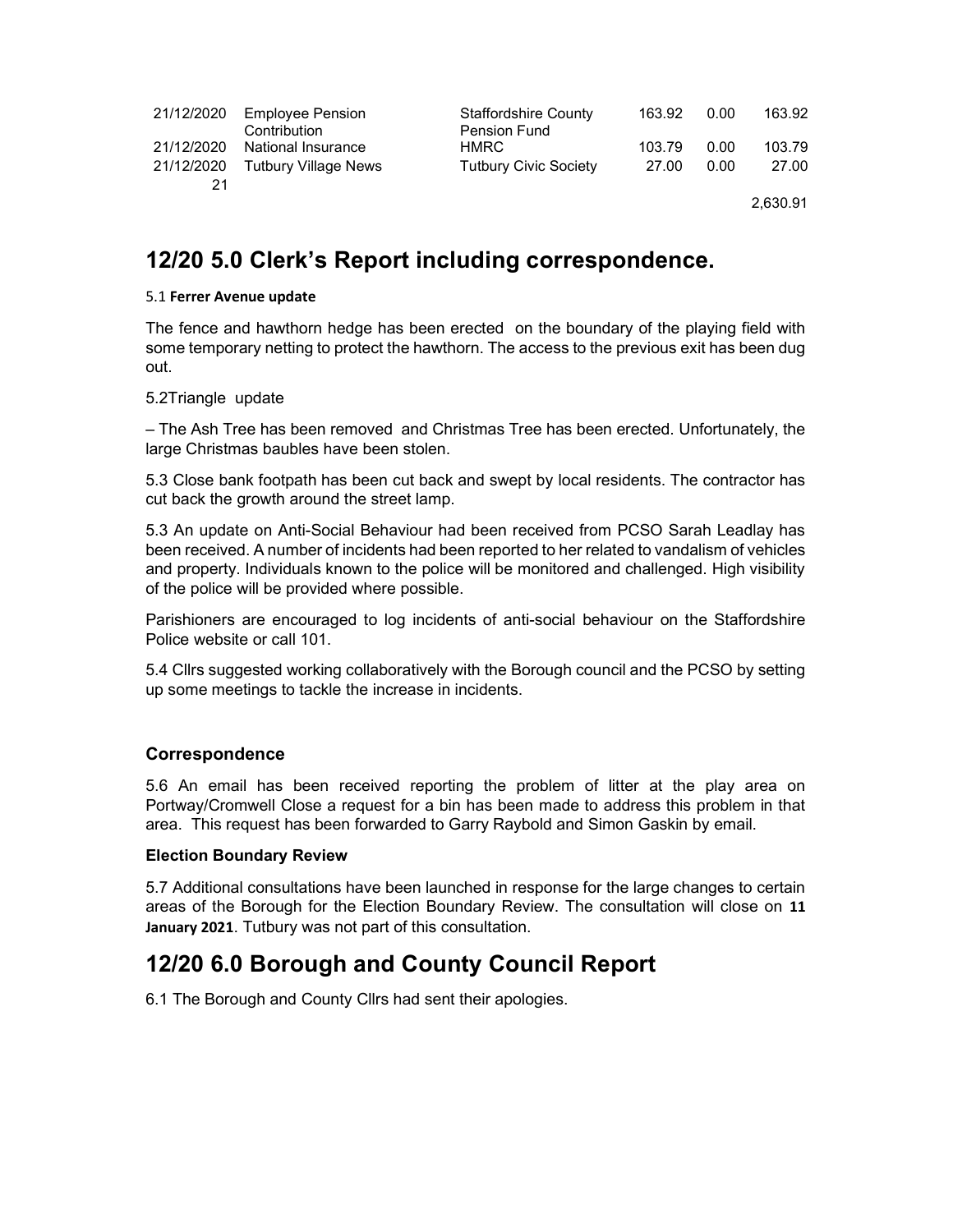| | | | | | |
|---|---|---|---|---|---|
| 21/12/2020 | Employee Pension Contribution | Staffordshire County Pension Fund | 163.92 | 0.00 | 163.92 |
| 21/12/2020 | National Insurance | HMRC | 103.79 | 0.00 | 103.79 |
| 21/12/2020 21 | Tutbury Village News | Tutbury Civic Society | 27.00 | 0.00 | 27.00 |
| | | | | | 2,630.91 |

## 12/20 5.0 Clerk's Report including correspondence.

5.1 **Ferrer Avenue update**

The fence and hawthorn hedge has been erected on the boundary of the playing field with some temporary netting to protect the hawthorn. The access to the previous exit has been dug out.

5.2Triangle update

– The Ash Tree has been removed and Christmas Tree has been erected. Unfortunately, the large Christmas baubles have been stolen.

5.3 Close bank footpath has been cut back and swept by local residents. The contractor has cut back the growth around the street lamp.

5.3 An update on Anti-Social Behaviour had been received from PCSO Sarah Leadlay has been received. A number of incidents had been reported to her related to vandalism of vehicles and property. Individuals known to the police will be monitored and challenged. High visibility of the police will be provided where possible.

Parishioners are encouraged to log incidents of anti-social behaviour on the Staffordshire Police website or call 101.

5.4 Cllrs suggested working collaboratively with the Borough council and the PCSO by setting up some meetings to tackle the increase in incidents.

### Correspondence

5.6 An email has been received reporting the problem of litter at the play area on Portway/Cromwell Close a request for a bin has been made to address this problem in that area. This request has been forwarded to Garry Raybold and Simon Gaskin by email.

**Election Boundary Review**

5.7 Additional consultations have been launched in response for the large changes to certain areas of the Borough for the Election Boundary Review. The consultation will close on **11 January 2021**. Tutbury was not part of this consultation.

## 12/20 6.0 Borough and County Council Report

6.1 The Borough and County Cllrs had sent their apologies.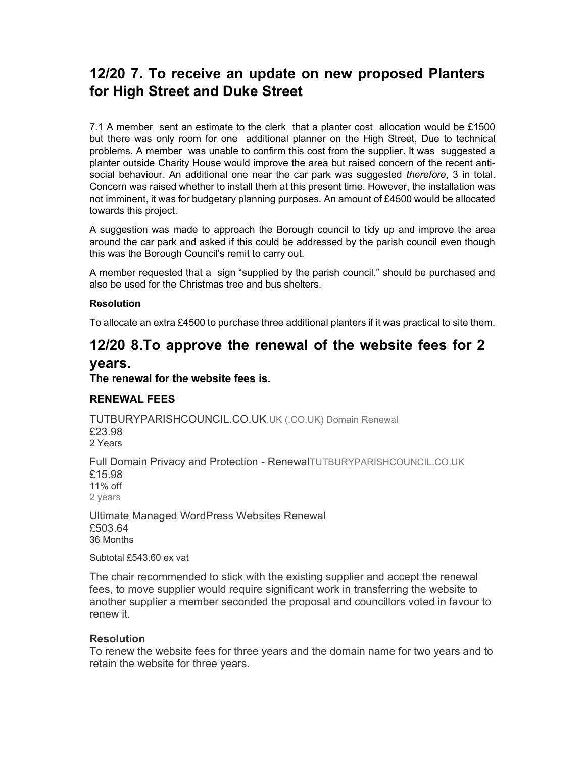## 12/20 7. To receive an update on new proposed Planters for High Street and Duke Street

7.1 A member sent an estimate to the clerk that a planter cost allocation would be £1500 but there was only room for one additional planner on the High Street, Due to technical problems. A member was unable to confirm this cost from the supplier. It was suggested a planter outside Charity House would improve the area but raised concern of the recent anti-social behaviour. An additional one near the car park was suggested *therefore*, 3 in total. Concern was raised whether to install them at this present time. However, the installation was not imminent, it was for budgetary planning purposes. An amount of £4500 would be allocated towards this project.

A suggestion was made to approach the Borough council to tidy up and improve the area around the car park and asked if this could be addressed by the parish council even though this was the Borough Council's remit to carry out.

A member requested that a sign "supplied by the parish council." should be purchased and also be used for the Christmas tree and bus shelters.

**Resolution**

To allocate an extra £4500 to purchase three additional planters if it was practical to site them.

## 12/20 8.To approve the renewal of the website fees for 2 years.

**The renewal for the website fees is.**

**RENEWAL FEES**

TUTBURYPARISHCOUNCIL.CO.UK.UK (.CO.UK) Domain Renewal
£23.98
2 Years

Full Domain Privacy and Protection - RenewalTUTBURYPARISHCOUNCIL.CO.UK
£15.98
11% off
2 years

Ultimate Managed WordPress Websites Renewal
£503.64
36 Months

Subtotal £543.60 ex vat

The chair recommended to stick with the existing supplier and accept the renewal fees, to move supplier would require significant work in transferring the website to another supplier a member seconded the proposal and councillors voted in favour to renew it.

**Resolution**

To renew the website fees for three years and the domain name for two years and to retain the website for three years.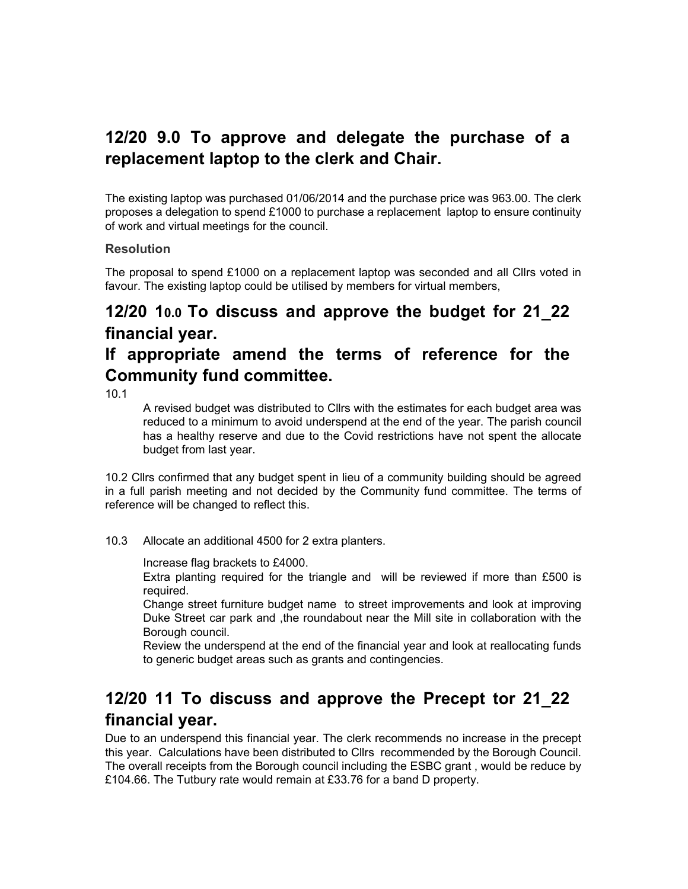## 12/20 9.0 To approve and delegate the purchase of a replacement laptop to the clerk and Chair.

The existing laptop was purchased 01/06/2014 and the purchase price was 963.00. The clerk proposes a delegation to spend £1000 to purchase a replacement laptop to ensure continuity of work and virtual meetings for the council.

**Resolution**

The proposal to spend £1000 on a replacement laptop was seconded and all Cllrs voted in favour. The existing laptop could be utilised by members for virtual members,

## 12/20 10.0 To discuss and approve the budget for 21_22 financial year. If appropriate amend the terms of reference for the Community fund committee.

10.1

A revised budget was distributed to Cllrs with the estimates for each budget area was reduced to a minimum to avoid underspend at the end of the year. The parish council has a healthy reserve and due to the Covid restrictions have not spent the allocate budget from last year.

10.2 Cllrs confirmed that any budget spent in lieu of a community building should be agreed in a full parish meeting and not decided by the Community fund committee. The terms of reference will be changed to reflect this.

10.3 Allocate an additional 4500 for 2 extra planters.

Increase flag brackets to £4000.

Extra planting required for the triangle and will be reviewed if more than £500 is required.

Change street furniture budget name to street improvements and look at improving Duke Street car park and ,the roundabout near the Mill site in collaboration with the Borough council.

Review the underspend at the end of the financial year and look at reallocating funds to generic budget areas such as grants and contingencies.

## 12/20 11 To discuss and approve the Precept tor 21_22 financial year.

Due to an underspend this financial year. The clerk recommends no increase in the precept this year. Calculations have been distributed to Cllrs recommended by the Borough Council. The overall receipts from the Borough council including the ESBC grant , would be reduce by £104.66. The Tutbury rate would remain at £33.76 for a band D property.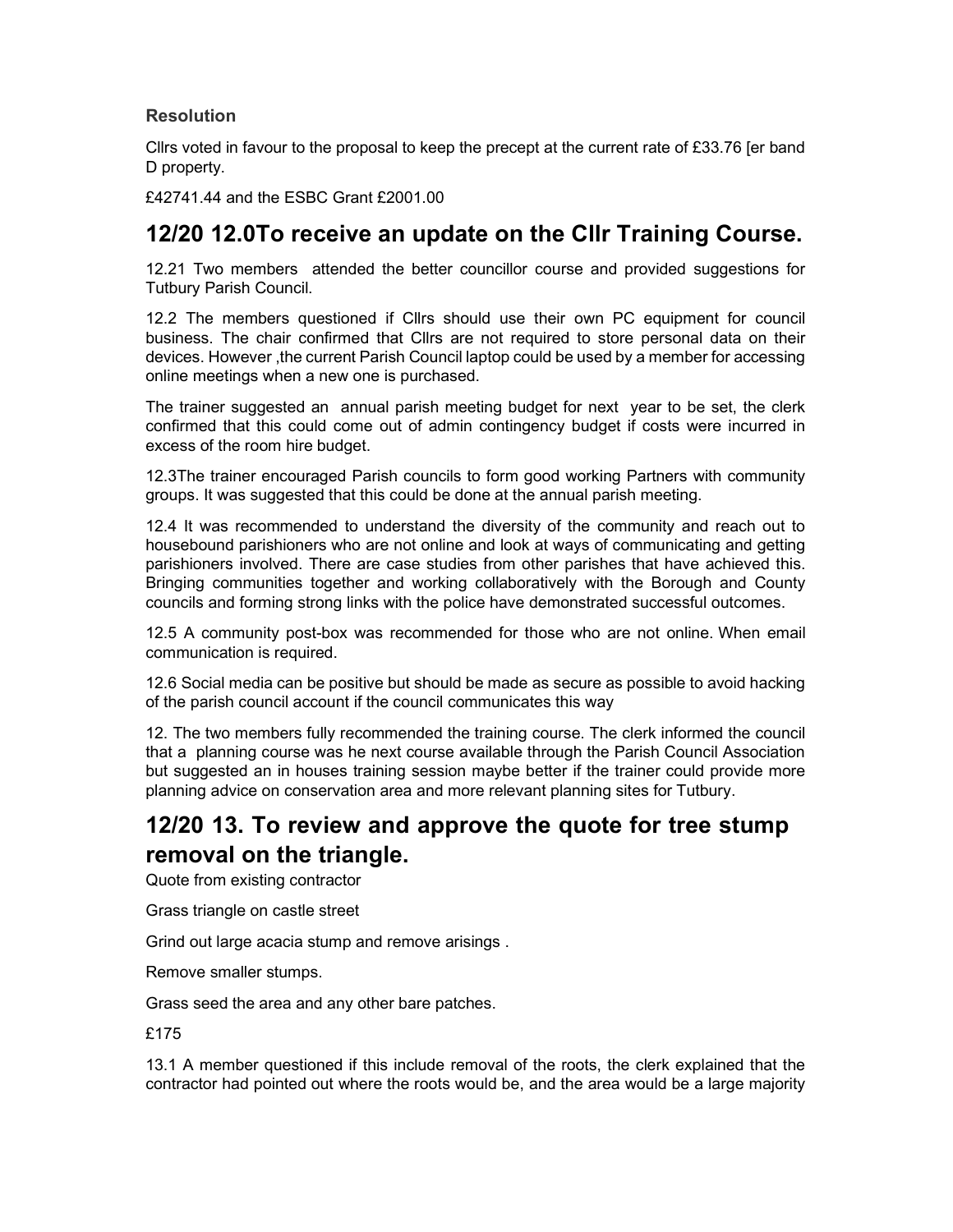**Resolution**

Cllrs voted in favour to the proposal to keep the precept at the current rate of £33.76 [er band D property.

£42741.44 and the ESBC Grant £2001.00

## 12/20 12.0To receive an update on the Cllr Training Course.

12.21 Two members attended the better councillor course and provided suggestions for Tutbury Parish Council.

12.2 The members questioned if Cllrs should use their own PC equipment for council business. The chair confirmed that Cllrs are not required to store personal data on their devices. However ,the current Parish Council laptop could be used by a member for accessing online meetings when a new one is purchased.

The trainer suggested an annual parish meeting budget for next year to be set, the clerk confirmed that this could come out of admin contingency budget if costs were incurred in excess of the room hire budget.

12.3The trainer encouraged Parish councils to form good working Partners with community groups. It was suggested that this could be done at the annual parish meeting.

12.4 It was recommended to understand the diversity of the community and reach out to housebound parishioners who are not online and look at ways of communicating and getting parishioners involved. There are case studies from other parishes that have achieved this. Bringing communities together and working collaboratively with the Borough and County councils and forming strong links with the police have demonstrated successful outcomes.

12.5 A community post-box was recommended for those who are not online. When email communication is required.

12.6 Social media can be positive but should be made as secure as possible to avoid hacking of the parish council account if the council communicates this way

12. The two members fully recommended the training course. The clerk informed the council that a planning course was he next course available through the Parish Council Association but suggested an in houses training session maybe better if the trainer could provide more planning advice on conservation area and more relevant planning sites for Tutbury.

## 12/20 13. To review and approve the quote for tree stump removal on the triangle.

Quote from existing contractor

Grass triangle on castle street

Grind out large acacia stump and remove arisings .

Remove smaller stumps.

Grass seed the area and any other bare patches.

£175

13.1 A member questioned if this include removal of the roots, the clerk explained that the contractor had pointed out where the roots would be, and the area would be a large majority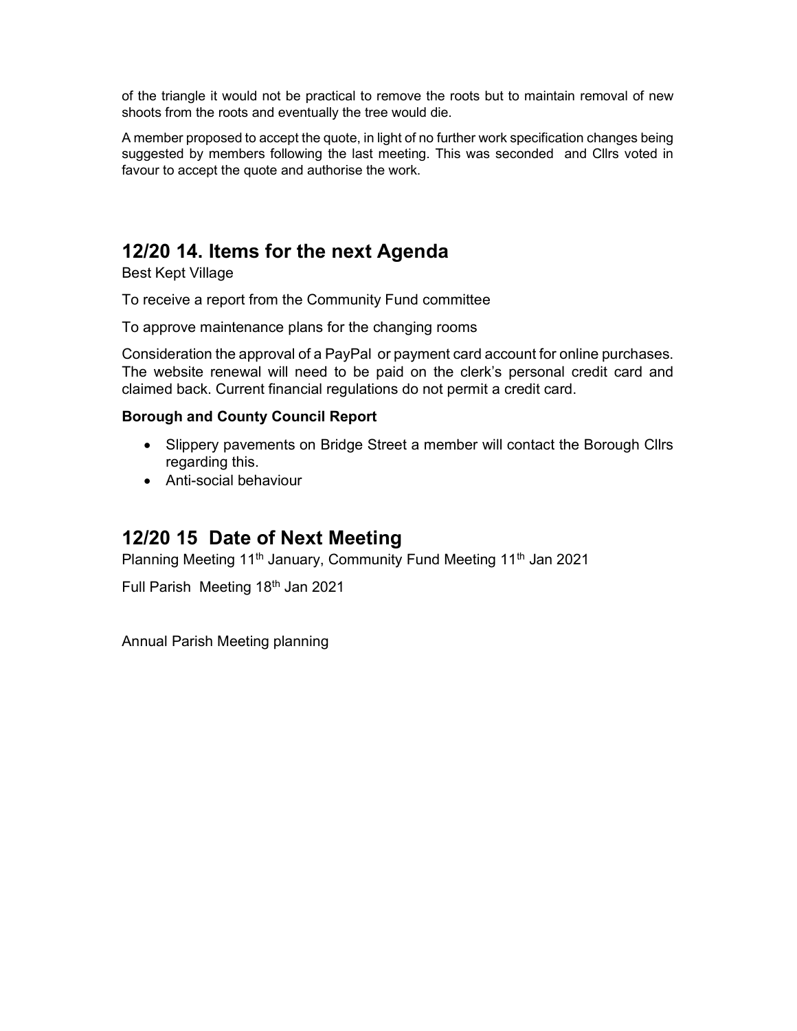of the triangle it would not be practical to remove the roots but to maintain removal of new shoots from the roots and eventually the tree would die.

A member proposed to accept the quote, in light of no further work specification changes being suggested by members following the last meeting. This was seconded and Cllrs voted in favour to accept the quote and authorise the work.

## 12/20 14. Items for the next Agenda

Best Kept Village

To receive a report from the Community Fund committee

To approve maintenance plans for the changing rooms

Consideration the approval of a PayPal or payment card account for online purchases. The website renewal will need to be paid on the clerk's personal credit card and claimed back. Current financial regulations do not permit a credit card.

**Borough and County Council Report**

- Slippery pavements on Bridge Street a member will contact the Borough Cllrs regarding this.
- Anti-social behaviour

## 12/20 15 Date of Next Meeting

Planning Meeting 11th January, Community Fund Meeting 11th Jan 2021

Full Parish Meeting 18th Jan 2021

Annual Parish Meeting planning